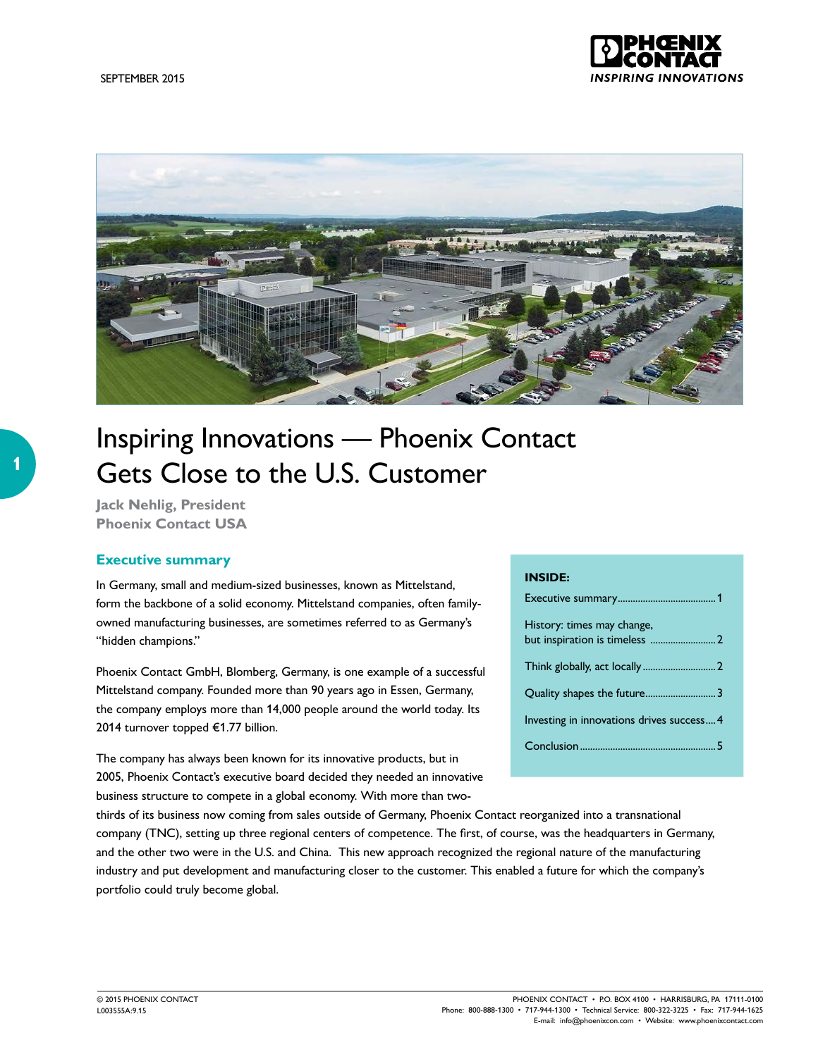SEPTEMBER 2015

# Inspiring Innovations — Phoenix Contact Gets Close to the U.S. Customer

**Jack Nehlig, President**
**Phoenix Contact USA**

## Executive summary

In Germany, small and medium-sized businesses, known as Mittelstand, form the backbone of a solid economy. Mittelstand companies, often family-owned manufacturing businesses, are sometimes referred to as Germany's "hidden champions."

Phoenix Contact GmbH, Blomberg, Germany, is one example of a successful Mittelstand company. Founded more than 90 years ago in Essen, Germany, the company employs more than 14,000 people around the world today. Its 2014 turnover topped €1.77 billion.

The company has always been known for its innovative products, but in 2005, Phoenix Contact's executive board decided they needed an innovative business structure to compete in a global economy. With more than two-thirds of its business now coming from sales outside of Germany, Phoenix Contact reorganized into a transnational company (TNC), setting up three regional centers of competence. The first, of course, was the headquarters in Germany, and the other two were in the U.S. and China. This new approach recognized the regional nature of the manufacturing industry and put development and manufacturing closer to the customer. This enabled a future for which the company's portfolio could truly become global.

**INSIDE:**

- Executive summary....1
- History: times may change, but inspiration is timeless....2
- Think globally, act locally....2
- Quality shapes the future....3
- Investing in innovations drives success....4
- Conclusion....5

© 2015 PHOENIX CONTACT
L003555A:9.15

PHOENIX CONTACT • P.O. BOX 4100 • HARRISBURG, PA 17111-0100
Phone: 800-888-1300 • 717-944-1300 • Technical Service: 800-322-3225 • Fax: 717-944-1625
E-mail: info@phoenixcon.com • Website: www.phoenixcontact.com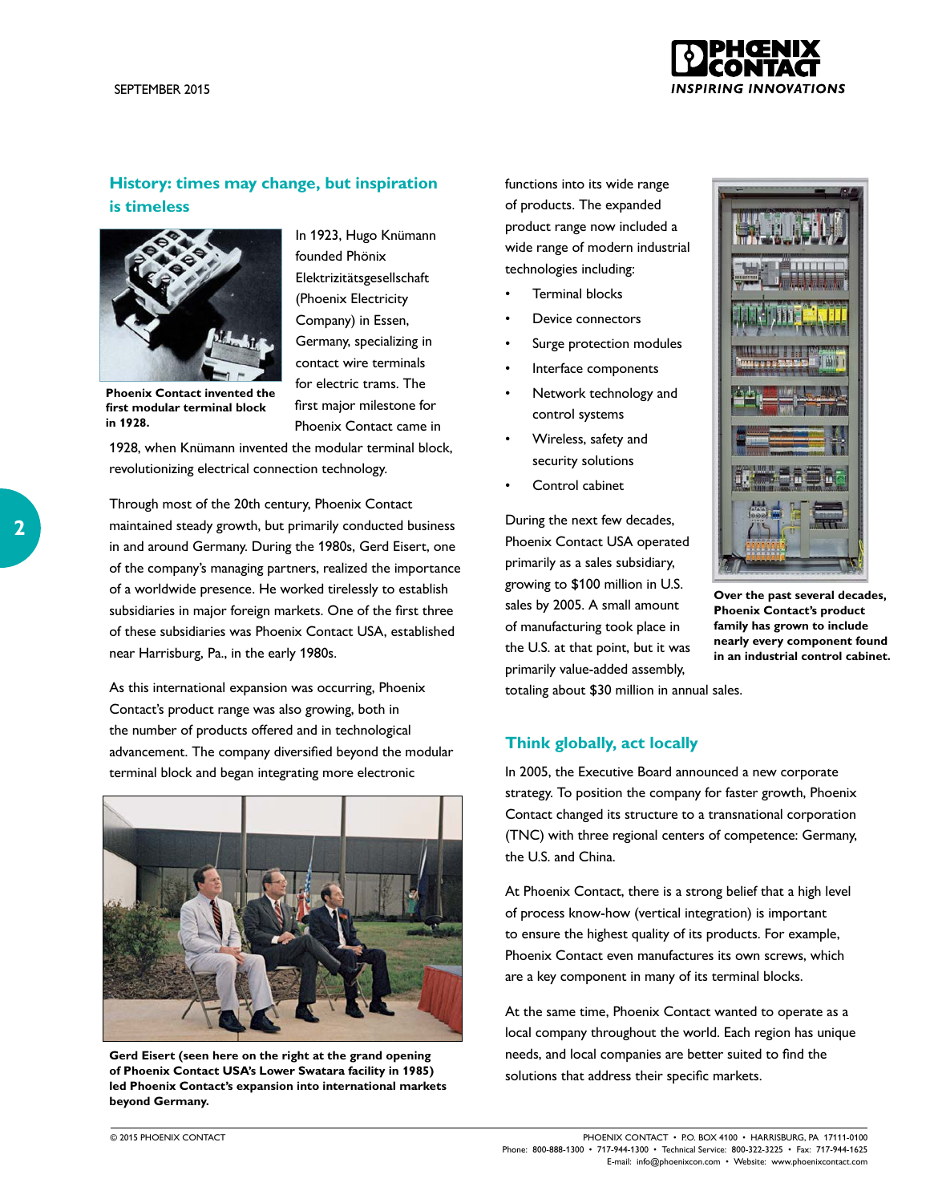## History: times may change, but inspiration is timeless

Phoenix Contact invented the first modular terminal block in 1928.

In 1923, Hugo Knümann founded Phönix Elektrizitätsgesellschaft (Phoenix Electricity Company) in Essen, Germany, specializing in contact wire terminals for electric trams. The first major milestone for Phoenix Contact came in 1928, when Knümann invented the modular terminal block, revolutionizing electrical connection technology.

Through most of the 20th century, Phoenix Contact maintained steady growth, but primarily conducted business in and around Germany. During the 1980s, Gerd Eisert, one of the company's managing partners, realized the importance of a worldwide presence. He worked tirelessly to establish subsidiaries in major foreign markets. One of the first three of these subsidiaries was Phoenix Contact USA, established near Harrisburg, Pa., in the early 1980s.

As this international expansion was occurring, Phoenix Contact's product range was also growing, both in the number of products offered and in technological advancement. The company diversified beyond the modular terminal block and began integrating more electronic functions into its wide range of products. The expanded product range now included a wide range of modern industrial technologies including:

- Terminal blocks
- Device connectors
- Surge protection modules
- Interface components
- Network technology and control systems
- Wireless, safety and security solutions
- Control cabinet

Gerd Eisert (seen here on the right at the grand opening of Phoenix Contact USA's Lower Swatara facility in 1985) led Phoenix Contact's expansion into international markets beyond Germany.

During the next few decades, Phoenix Contact USA operated primarily as a sales subsidiary, growing to $100 million in U.S. sales by 2005. A small amount of manufacturing took place in the U.S. at that point, but it was primarily value-added assembly, totaling about $30 million in annual sales.

Over the past several decades, Phoenix Contact's product family has grown to include nearly every component found in an industrial control cabinet.

## Think globally, act locally

In 2005, the Executive Board announced a new corporate strategy. To position the company for faster growth, Phoenix Contact changed its structure to a transnational corporation (TNC) with three regional centers of competence: Germany, the U.S. and China.

At Phoenix Contact, there is a strong belief that a high level of process know-how (vertical integration) is important to ensure the highest quality of its products. For example, Phoenix Contact even manufactures its own screws, which are a key component in many of its terminal blocks.

At the same time, Phoenix Contact wanted to operate as a local company throughout the world. Each region has unique needs, and local companies are better suited to find the solutions that address their specific markets.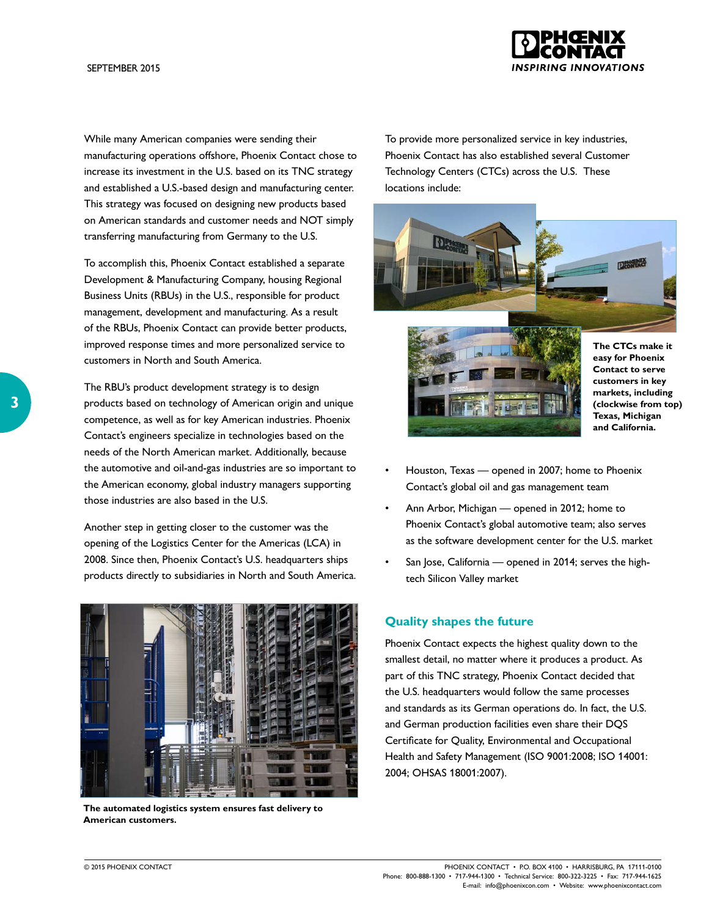While many American companies were sending their manufacturing operations offshore, Phoenix Contact chose to increase its investment in the U.S. based on its TNC strategy and established a U.S.-based design and manufacturing center. This strategy was focused on designing new products based on American standards and customer needs and NOT simply transferring manufacturing from Germany to the U.S.

To accomplish this, Phoenix Contact established a separate Development & Manufacturing Company, housing Regional Business Units (RBUs) in the U.S., responsible for product management, development and manufacturing. As a result of the RBUs, Phoenix Contact can provide better products, improved response times and more personalized service to customers in North and South America.

The RBU's product development strategy is to design products based on technology of American origin and unique competence, as well as for key American industries. Phoenix Contact's engineers specialize in technologies based on the needs of the North American market. Additionally, because the automotive and oil-and-gas industries are so important to the American economy, global industry managers supporting those industries are also based in the U.S.

Another step in getting closer to the customer was the opening of the Logistics Center for the Americas (LCA) in 2008. Since then, Phoenix Contact's U.S. headquarters ships products directly to subsidiaries in North and South America.

**The automated logistics system ensures fast delivery to American customers.**

To provide more personalized service in key industries, Phoenix Contact has also established several Customer Technology Centers (CTCs) across the U.S. These locations include:

**The CTCs make it easy for Phoenix Contact to serve customers in key markets, including (clockwise from top) Texas, Michigan and California.**

- Houston, Texas — opened in 2007; home to Phoenix Contact's global oil and gas management team
- Ann Arbor, Michigan — opened in 2012; home to Phoenix Contact's global automotive team; also serves as the software development center for the U.S. market
- San Jose, California — opened in 2014; serves the high-tech Silicon Valley market

## Quality shapes the future

Phoenix Contact expects the highest quality down to the smallest detail, no matter where it produces a product. As part of this TNC strategy, Phoenix Contact decided that the U.S. headquarters would follow the same processes and standards as its German operations do. In fact, the U.S. and German production facilities even share their DQS Certificate for Quality, Environmental and Occupational Health and Safety Management (ISO 9001:2008; ISO 14001: 2004; OHSAS 18001:2007).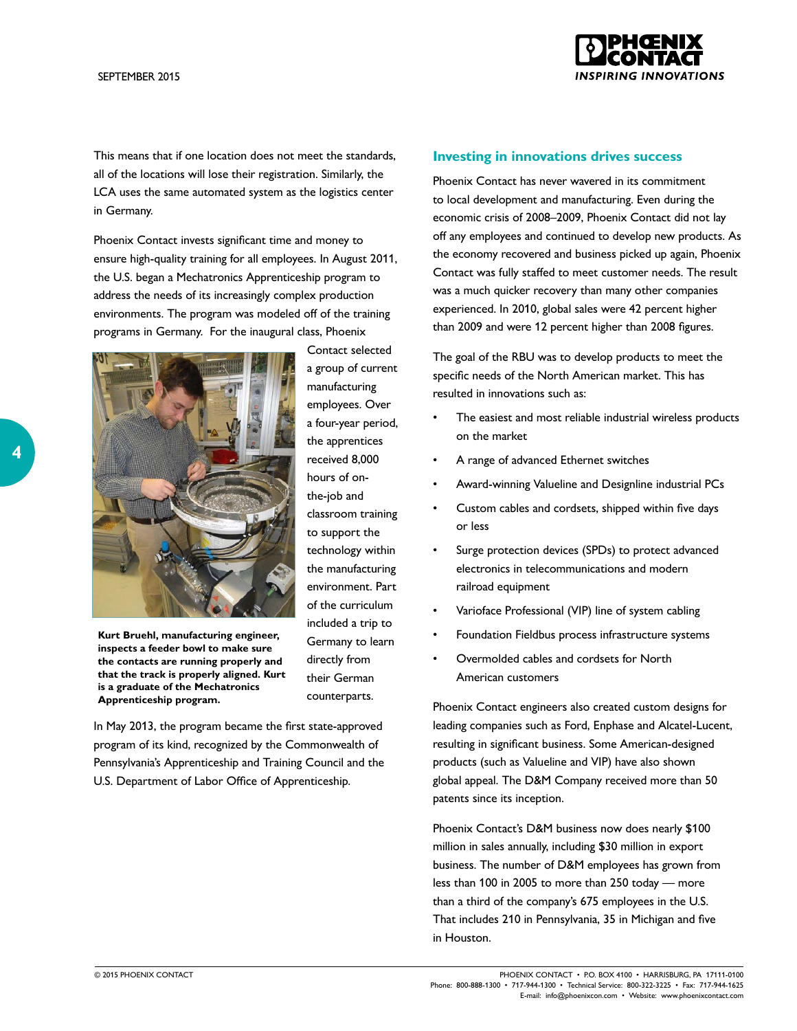This means that if one location does not meet the standards, all of the locations will lose their registration. Similarly, the LCA uses the same automated system as the logistics center in Germany.

Phoenix Contact invests significant time and money to ensure high-quality training for all employees. In August 2011, the U.S. began a Mechatronics Apprenticeship program to address the needs of its increasingly complex production environments. The program was modeled off of the training programs in Germany. For the inaugural class, Phoenix Contact selected a group of current manufacturing employees. Over a four-year period, the apprentices received 8,000 hours of on-the-job and classroom training to support the technology within the manufacturing environment. Part of the curriculum included a trip to Germany to learn directly from their German counterparts.

**Kurt Bruehl, manufacturing engineer, inspects a feeder bowl to make sure the contacts are running properly and that the track is properly aligned. Kurt is a graduate of the Mechatronics Apprenticeship program.**

In May 2013, the program became the first state-approved program of its kind, recognized by the Commonwealth of Pennsylvania's Apprenticeship and Training Council and the U.S. Department of Labor Office of Apprenticeship.

## Investing in innovations drives success

Phoenix Contact has never wavered in its commitment to local development and manufacturing. Even during the economic crisis of 2008–2009, Phoenix Contact did not lay off any employees and continued to develop new products. As the economy recovered and business picked up again, Phoenix Contact was fully staffed to meet customer needs. The result was a much quicker recovery than many other companies experienced. In 2010, global sales were 42 percent higher than 2009 and were 12 percent higher than 2008 figures.

The goal of the RBU was to develop products to meet the specific needs of the North American market. This has resulted in innovations such as:

- The easiest and most reliable industrial wireless products on the market
- A range of advanced Ethernet switches
- Award-winning Valueline and Designline industrial PCs
- Custom cables and cordsets, shipped within five days or less
- Surge protection devices (SPDs) to protect advanced electronics in telecommunications and modern railroad equipment
- Varioface Professional (VIP) line of system cabling
- Foundation Fieldbus process infrastructure systems
- Overmolded cables and cordsets for North American customers

Phoenix Contact engineers also created custom designs for leading companies such as Ford, Enphase and Alcatel-Lucent, resulting in significant business. Some American-designed products (such as Valueline and VIP) have also shown global appeal. The D&M Company received more than 50 patents since its inception.

Phoenix Contact's D&M business now does nearly $100 million in sales annually, including $30 million in export business. The number of D&M employees has grown from less than 100 in 2005 to more than 250 today — more than a third of the company's 675 employees in the U.S. That includes 210 in Pennsylvania, 35 in Michigan and five in Houston.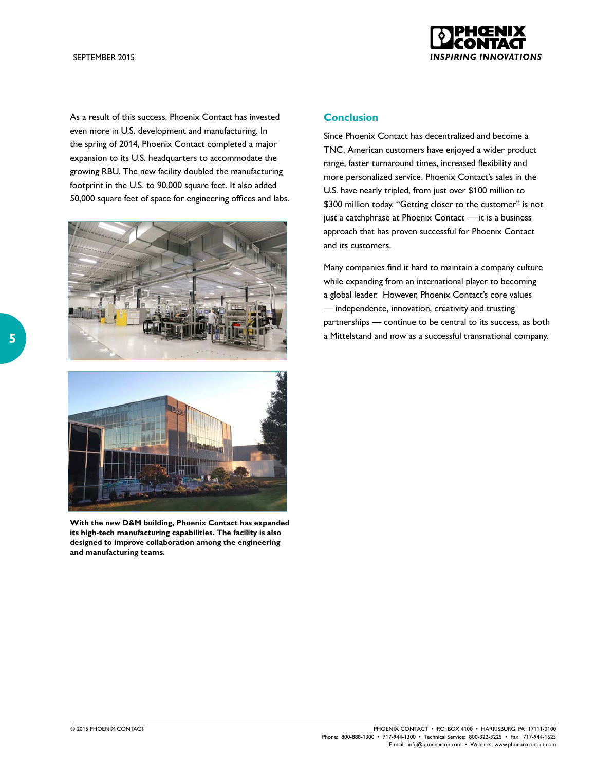As a result of this success, Phoenix Contact has invested even more in U.S. development and manufacturing. In the spring of 2014, Phoenix Contact completed a major expansion to its U.S. headquarters to accommodate the growing RBU. The new facility doubled the manufacturing footprint in the U.S. to 90,000 square feet. It also added 50,000 square feet of space for engineering offices and labs.

**With the new D&M building, Phoenix Contact has expanded its high-tech manufacturing capabilities. The facility is also designed to improve collaboration among the engineering and manufacturing teams.**

## Conclusion

Since Phoenix Contact has decentralized and become a TNC, American customers have enjoyed a wider product range, faster turnaround times, increased flexibility and more personalized service. Phoenix Contact's sales in the U.S. have nearly tripled, from just over $100 million to $300 million today. "Getting closer to the customer" is not just a catchphrase at Phoenix Contact — it is a business approach that has proven successful for Phoenix Contact and its customers.

Many companies find it hard to maintain a company culture while expanding from an international player to becoming a global leader. However, Phoenix Contact's core values — independence, innovation, creativity and trusting partnerships — continue to be central to its success, as both a Mittelstand and now as a successful transnational company.